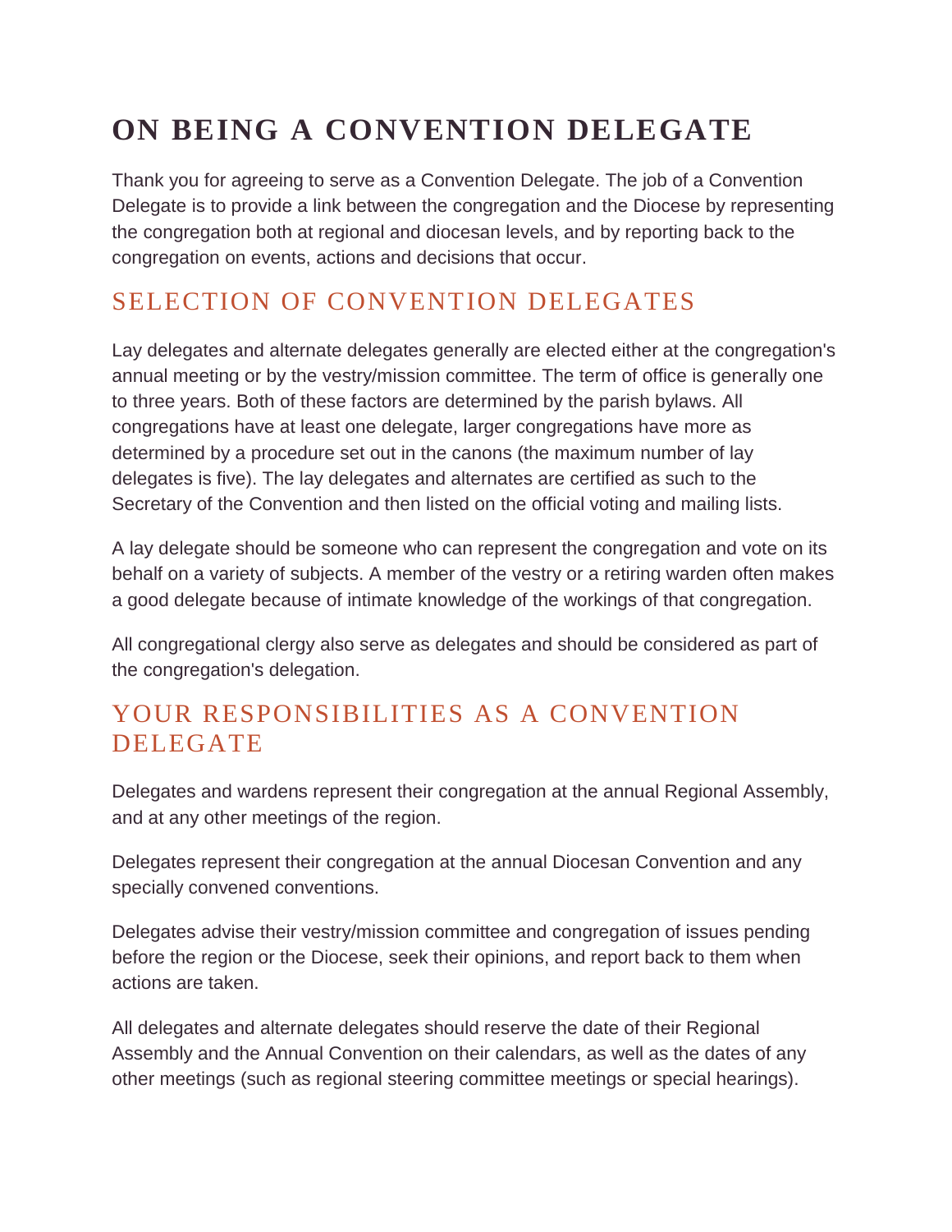# ON BEING A CONVENTION DELEGATE

Thank you for agreeing to serve as a Convention Delegate. The job of a Convention Delegate is to provide a link between the congregation and the Diocese by representing the congregation both at regional and diocesan levels, and by reporting back to the congregation on events, actions and decisions that occur.

## SELECTION OF CONVENTION DELEGATES

Lay delegates and alternate delegates generally are elected either at the congregation's annual meeting or by the vestry/mission committee. The term of office is generally one to three years. Both of these factors are determined by the parish bylaws. All congregations have at least one delegate, larger congregations have more as determined by a procedure set out in the canons (the maximum number of lay delegates is five). The lay delegates and alternates are certified as such to the Secretary of the Convention and then listed on the official voting and mailing lists.

A lay delegate should be someone who can represent the congregation and vote on its behalf on a variety of subjects. A member of the vestry or a retiring warden often makes a good delegate because of intimate knowledge of the workings of that congregation.

All congregational clergy also serve as delegates and should be considered as part of the congregation's delegation.

## YOUR RESPONSIBILITIES AS A CONVENTION DELEGATE

Delegates and wardens represent their congregation at the annual Regional Assembly, and at any other meetings of the region.

Delegates represent their congregation at the annual Diocesan Convention and any specially convened conventions.

Delegates advise their vestry/mission committee and congregation of issues pending before the region or the Diocese, seek their opinions, and report back to them when actions are taken.

All delegates and alternate delegates should reserve the date of their Regional Assembly and the Annual Convention on their calendars, as well as the dates of any other meetings (such as regional steering committee meetings or special hearings).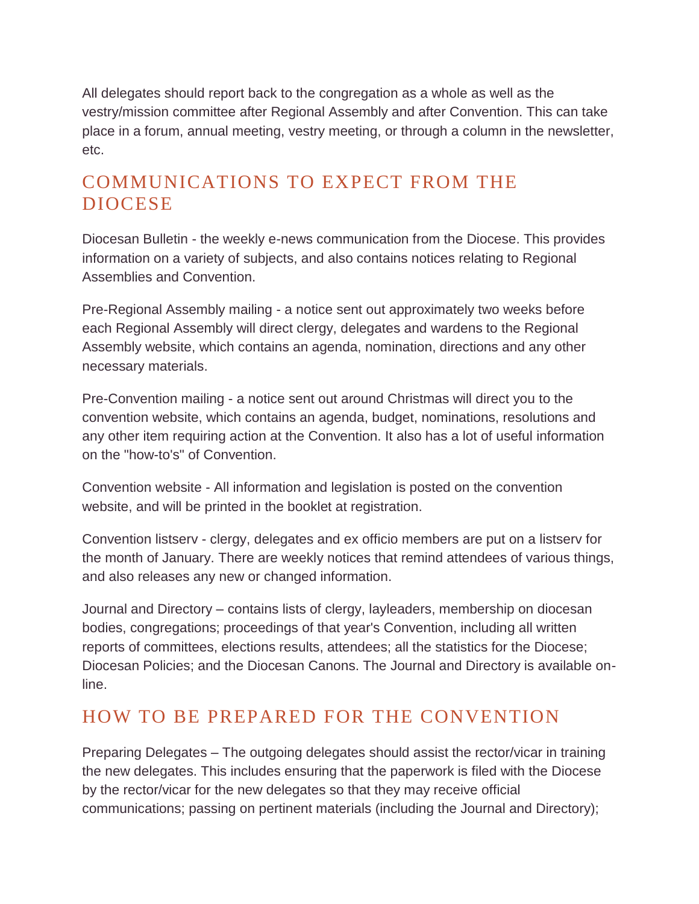All delegates should report back to the congregation as a whole as well as the vestry/mission committee after Regional Assembly and after Convention. This can take place in a forum, annual meeting, vestry meeting, or through a column in the newsletter, etc.

## COMMUNICATIONS TO EXPECT FROM THE DIOCESE

Diocesan Bulletin - the weekly e-news communication from the Diocese. This provides information on a variety of subjects, and also contains notices relating to Regional Assemblies and Convention.

Pre-Regional Assembly mailing - a notice sent out approximately two weeks before each Regional Assembly will direct clergy, delegates and wardens to the Regional Assembly website, which contains an agenda, nomination, directions and any other necessary materials.

Pre-Convention mailing - a notice sent out around Christmas will direct you to the convention website, which contains an agenda, budget, nominations, resolutions and any other item requiring action at the Convention. It also has a lot of useful information on the "how-to's" of Convention.

Convention website - All information and legislation is posted on the convention website, and will be printed in the booklet at registration.

Convention listserv - clergy, delegates and ex officio members are put on a listserv for the month of January. There are weekly notices that remind attendees of various things, and also releases any new or changed information.

Journal and Directory – contains lists of clergy, layleaders, membership on diocesan bodies, congregations; proceedings of that year's Convention, including all written reports of committees, elections results, attendees; all the statistics for the Diocese; Diocesan Policies; and the Diocesan Canons. The Journal and Directory is available on-line.

## HOW TO BE PREPARED FOR THE CONVENTION

Preparing Delegates – The outgoing delegates should assist the rector/vicar in training the new delegates. This includes ensuring that the paperwork is filed with the Diocese by the rector/vicar for the new delegates so that they may receive official communications; passing on pertinent materials (including the Journal and Directory);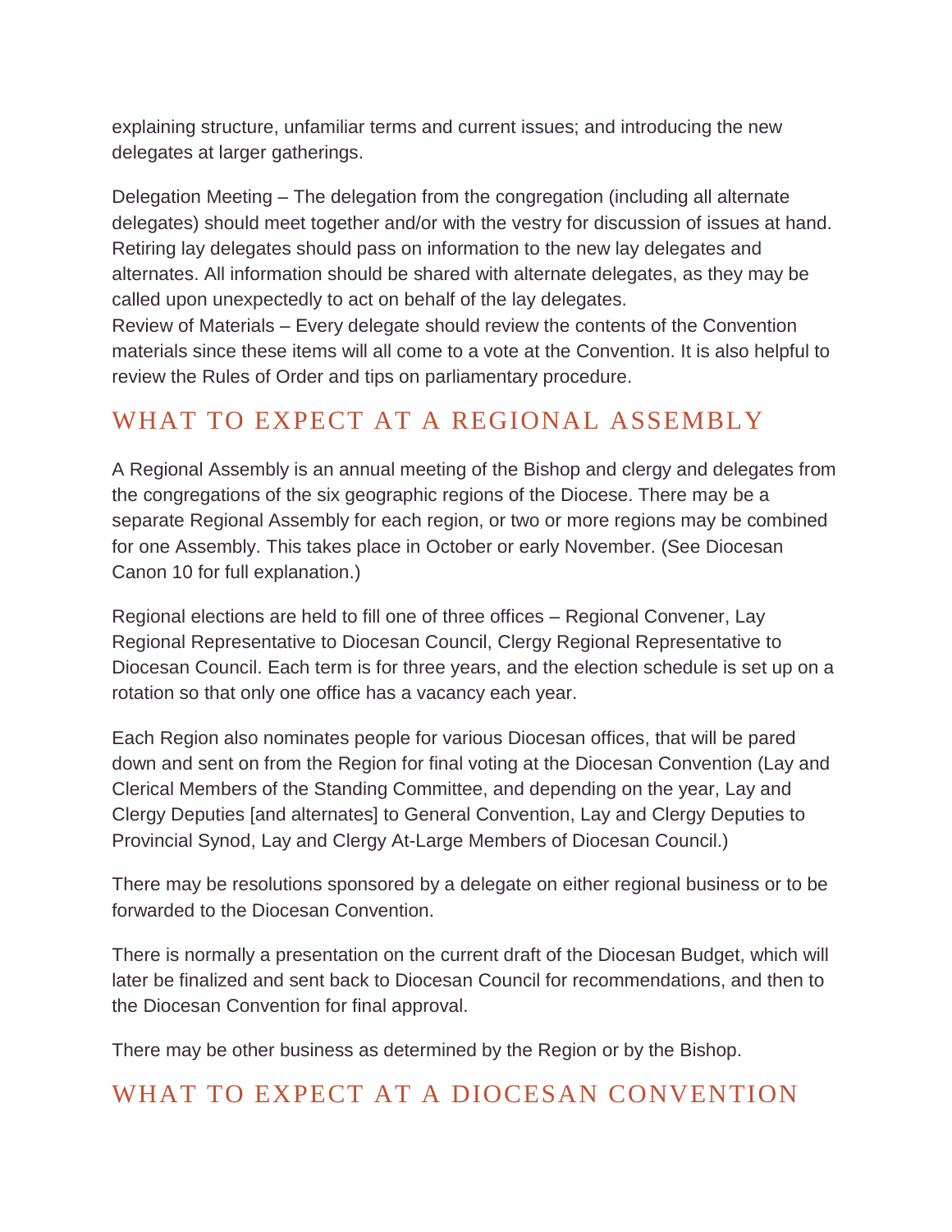explaining structure, unfamiliar terms and current issues; and introducing the new delegates at larger gatherings.

Delegation Meeting – The delegation from the congregation (including all alternate delegates) should meet together and/or with the vestry for discussion of issues at hand. Retiring lay delegates should pass on information to the new lay delegates and alternates. All information should be shared with alternate delegates, as they may be called upon unexpectedly to act on behalf of the lay delegates.
Review of Materials – Every delegate should review the contents of the Convention materials since these items will all come to a vote at the Convention. It is also helpful to review the Rules of Order and tips on parliamentary procedure.

## WHAT TO EXPECT AT A REGIONAL ASSEMBLY

A Regional Assembly is an annual meeting of the Bishop and clergy and delegates from the congregations of the six geographic regions of the Diocese. There may be a separate Regional Assembly for each region, or two or more regions may be combined for one Assembly. This takes place in October or early November. (See Diocesan Canon 10 for full explanation.)

Regional elections are held to fill one of three offices – Regional Convener, Lay Regional Representative to Diocesan Council, Clergy Regional Representative to Diocesan Council. Each term is for three years, and the election schedule is set up on a rotation so that only one office has a vacancy each year.

Each Region also nominates people for various Diocesan offices, that will be pared down and sent on from the Region for final voting at the Diocesan Convention (Lay and Clerical Members of the Standing Committee, and depending on the year, Lay and Clergy Deputies [and alternates] to General Convention, Lay and Clergy Deputies to Provincial Synod, Lay and Clergy At-Large Members of Diocesan Council.)

There may be resolutions sponsored by a delegate on either regional business or to be forwarded to the Diocesan Convention.

There is normally a presentation on the current draft of the Diocesan Budget, which will later be finalized and sent back to Diocesan Council for recommendations, and then to the Diocesan Convention for final approval.

There may be other business as determined by the Region or by the Bishop.

## WHAT TO EXPECT AT A DIOCESAN CONVENTION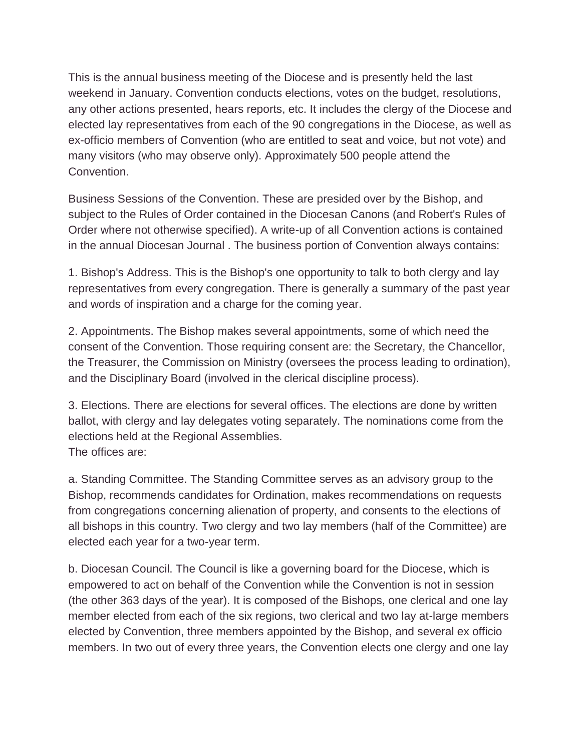This is the annual business meeting of the Diocese and is presently held the last weekend in January. Convention conducts elections, votes on the budget, resolutions, any other actions presented, hears reports, etc. It includes the clergy of the Diocese and elected lay representatives from each of the 90 congregations in the Diocese, as well as ex-officio members of Convention (who are entitled to seat and voice, but not vote) and many visitors (who may observe only). Approximately 500 people attend the Convention.

Business Sessions of the Convention. These are presided over by the Bishop, and subject to the Rules of Order contained in the Diocesan Canons (and Robert's Rules of Order where not otherwise specified). A write-up of all Convention actions is contained in the annual Diocesan Journal . The business portion of Convention always contains:

1. Bishop's Address. This is the Bishop's one opportunity to talk to both clergy and lay representatives from every congregation. There is generally a summary of the past year and words of inspiration and a charge for the coming year.

2. Appointments. The Bishop makes several appointments, some of which need the consent of the Convention. Those requiring consent are: the Secretary, the Chancellor, the Treasurer, the Commission on Ministry (oversees the process leading to ordination), and the Disciplinary Board (involved in the clerical discipline process).

3. Elections. There are elections for several offices. The elections are done by written ballot, with clergy and lay delegates voting separately. The nominations come from the elections held at the Regional Assemblies.
The offices are:

a. Standing Committee. The Standing Committee serves as an advisory group to the Bishop, recommends candidates for Ordination, makes recommendations on requests from congregations concerning alienation of property, and consents to the elections of all bishops in this country. Two clergy and two lay members (half of the Committee) are elected each year for a two-year term.

b. Diocesan Council. The Council is like a governing board for the Diocese, which is empowered to act on behalf of the Convention while the Convention is not in session (the other 363 days of the year). It is composed of the Bishops, one clerical and one lay member elected from each of the six regions, two clerical and two lay at-large members elected by Convention, three members appointed by the Bishop, and several ex officio members. In two out of every three years, the Convention elects one clergy and one lay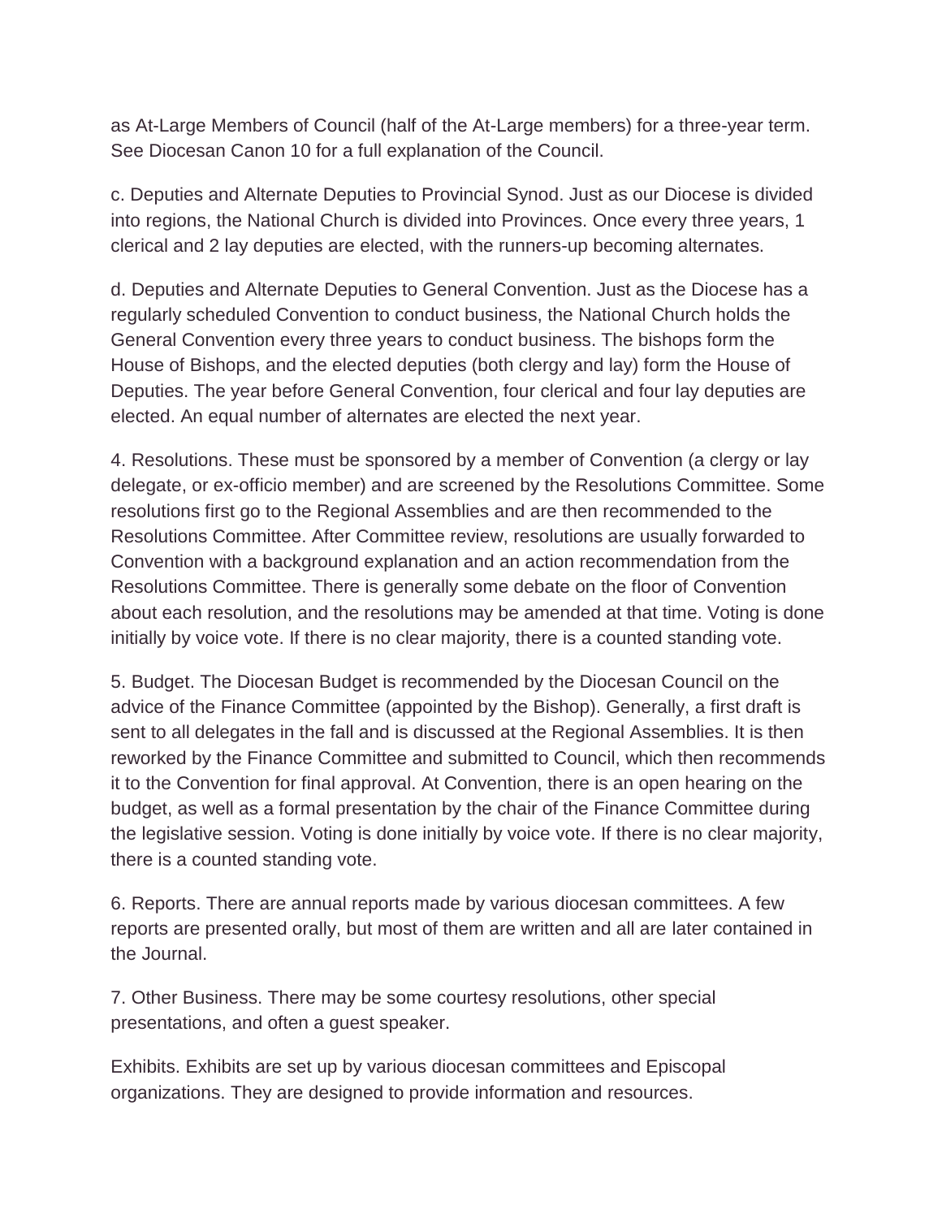as At-Large Members of Council (half of the At-Large members) for a three-year term. See Diocesan Canon 10 for a full explanation of the Council.

c. Deputies and Alternate Deputies to Provincial Synod. Just as our Diocese is divided into regions, the National Church is divided into Provinces. Once every three years, 1 clerical and 2 lay deputies are elected, with the runners-up becoming alternates.

d. Deputies and Alternate Deputies to General Convention. Just as the Diocese has a regularly scheduled Convention to conduct business, the National Church holds the General Convention every three years to conduct business. The bishops form the House of Bishops, and the elected deputies (both clergy and lay) form the House of Deputies. The year before General Convention, four clerical and four lay deputies are elected. An equal number of alternates are elected the next year.

4. Resolutions. These must be sponsored by a member of Convention (a clergy or lay delegate, or ex-officio member) and are screened by the Resolutions Committee. Some resolutions first go to the Regional Assemblies and are then recommended to the Resolutions Committee. After Committee review, resolutions are usually forwarded to Convention with a background explanation and an action recommendation from the Resolutions Committee. There is generally some debate on the floor of Convention about each resolution, and the resolutions may be amended at that time. Voting is done initially by voice vote. If there is no clear majority, there is a counted standing vote.

5. Budget. The Diocesan Budget is recommended by the Diocesan Council on the advice of the Finance Committee (appointed by the Bishop). Generally, a first draft is sent to all delegates in the fall and is discussed at the Regional Assemblies. It is then reworked by the Finance Committee and submitted to Council, which then recommends it to the Convention for final approval. At Convention, there is an open hearing on the budget, as well as a formal presentation by the chair of the Finance Committee during the legislative session. Voting is done initially by voice vote. If there is no clear majority, there is a counted standing vote.

6. Reports. There are annual reports made by various diocesan committees. A few reports are presented orally, but most of them are written and all are later contained in the Journal.

7. Other Business. There may be some courtesy resolutions, other special presentations, and often a guest speaker.

Exhibits. Exhibits are set up by various diocesan committees and Episcopal organizations. They are designed to provide information and resources.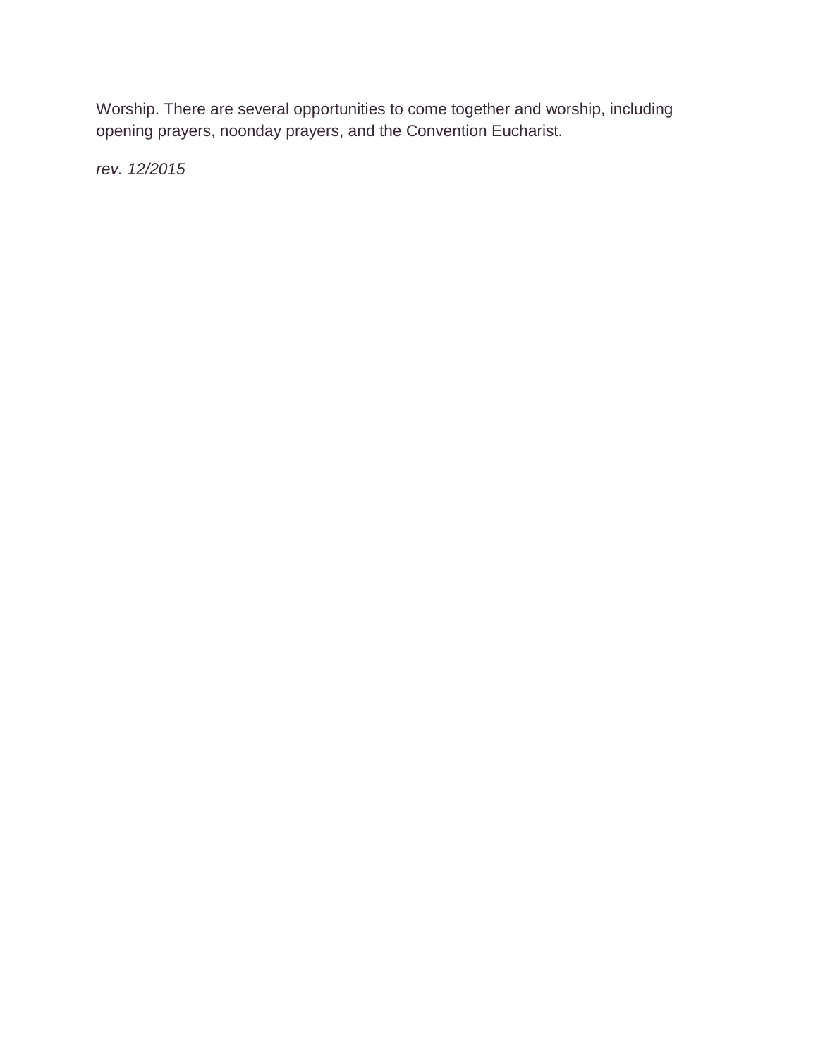Worship. There are several opportunities to come together and worship, including opening prayers, noonday prayers, and the Convention Eucharist.

*rev. 12/2015*